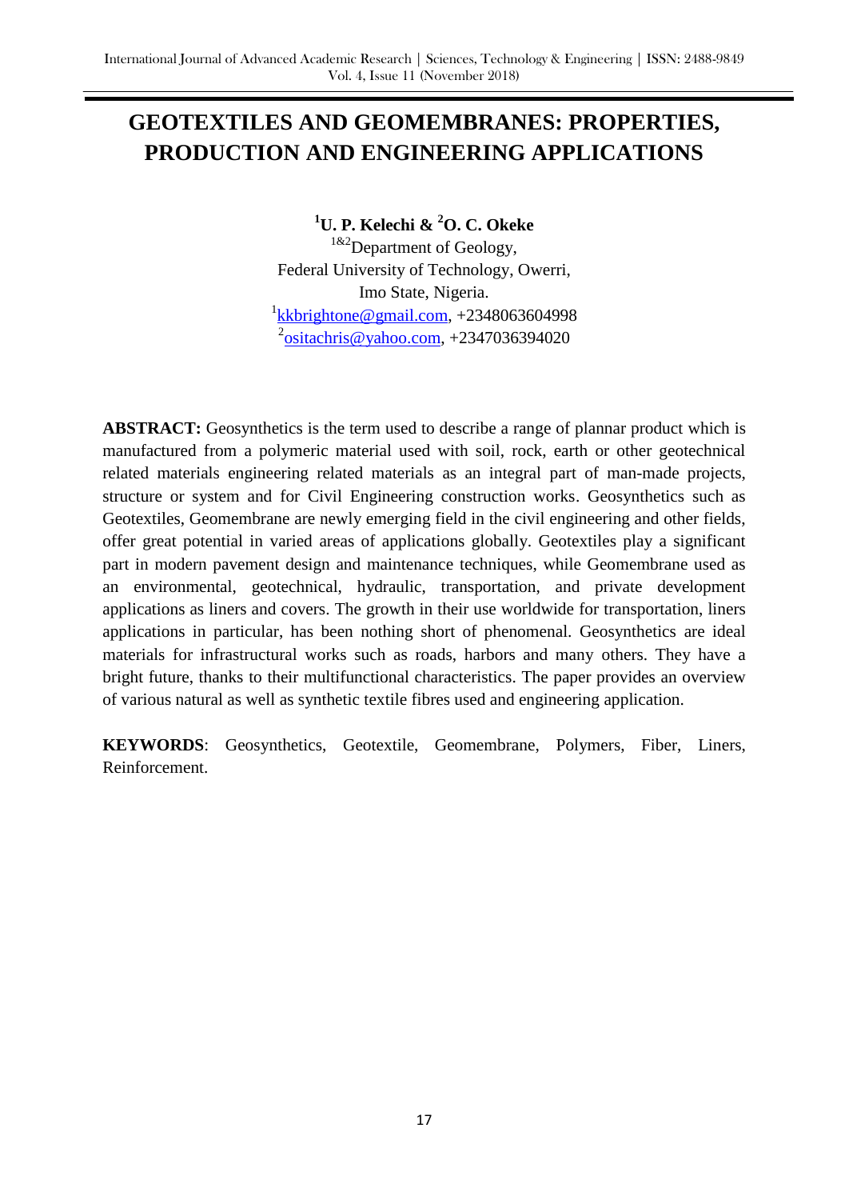# GEOTEXTILES AND GEOMEMBRANES: PROPERTIES, PRODUCTION AND ENGINEERING APPLICATIONS

**[1]U. P. Kelechi & [2]O. C. Okeke**

[1&2]Department of Geology,
Federal University of Technology, Owerri,
Imo State, Nigeria.
[1]kkbrightone@gmail.com, +2348063604998
[2]ositachris@yahoo.com, +2347036394020

**ABSTRACT:** Geosynthetics is the term used to describe a range of plannar product which is manufactured from a polymeric material used with soil, rock, earth or other geotechnical related materials engineering related materials as an integral part of man-made projects, structure or system and for Civil Engineering construction works. Geosynthetics such as Geotextiles, Geomembrane are newly emerging field in the civil engineering and other fields, offer great potential in varied areas of applications globally. Geotextiles play a significant part in modern pavement design and maintenance techniques, while Geomembrane used as an environmental, geotechnical, hydraulic, transportation, and private development applications as liners and covers. The growth in their use worldwide for transportation, liners applications in particular, has been nothing short of phenomenal. Geosynthetics are ideal materials for infrastructural works such as roads, harbors and many others. They have a bright future, thanks to their multifunctional characteristics. The paper provides an overview of various natural as well as synthetic textile fibres used and engineering application.

**KEYWORDS**: Geosynthetics, Geotextile, Geomembrane, Polymers, Fiber, Liners, Reinforcement.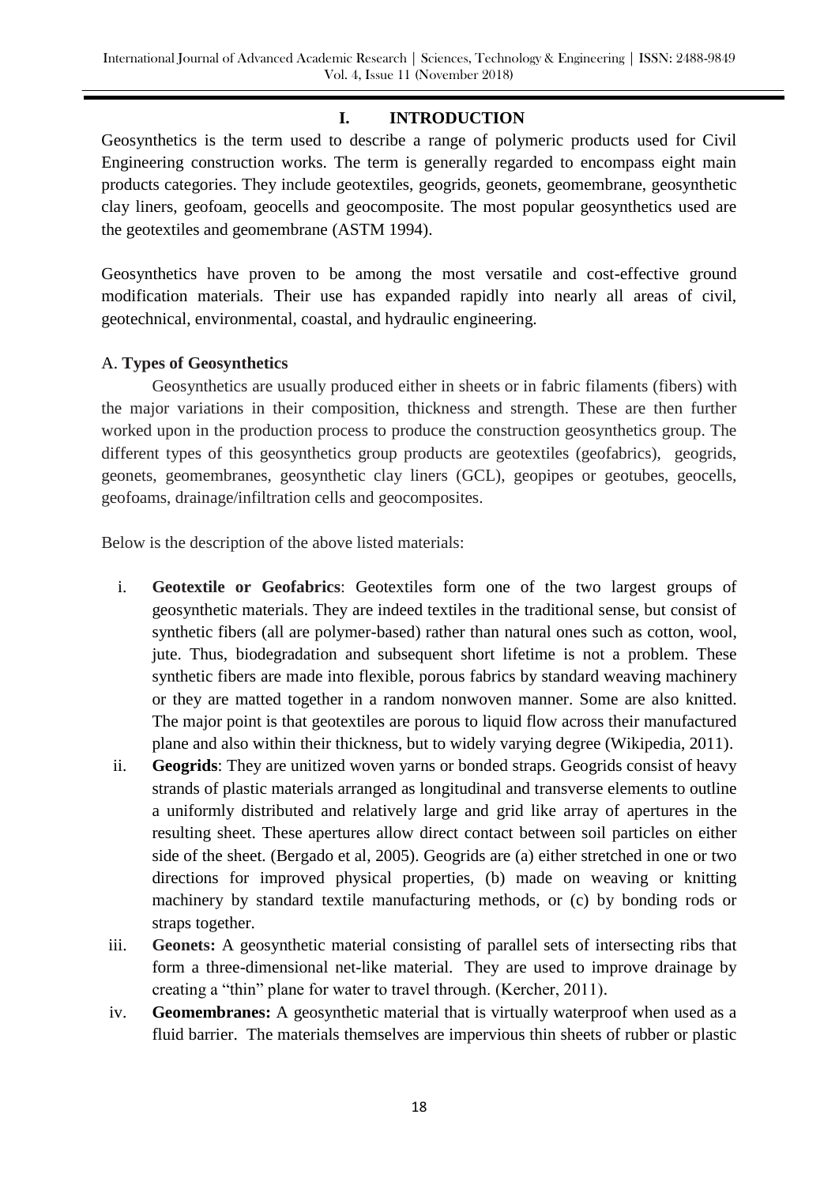## I. INTRODUCTION

Geosynthetics is the term used to describe a range of polymeric products used for Civil Engineering construction works. The term is generally regarded to encompass eight main products categories. They include geotextiles, geogrids, geonets, geomembrane, geosynthetic clay liners, geofoam, geocells and geocomposite. The most popular geosynthetics used are the geotextiles and geomembrane (ASTM 1994).

Geosynthetics have proven to be among the most versatile and cost-effective ground modification materials. Their use has expanded rapidly into nearly all areas of civil, geotechnical, environmental, coastal, and hydraulic engineering.

### A. Types of Geosynthetics

Geosynthetics are usually produced either in sheets or in fabric filaments (fibers) with the major variations in their composition, thickness and strength. These are then further worked upon in the production process to produce the construction geosynthetics group. The different types of this geosynthetics group products are geotextiles (geofabrics), geogrids, geonets, geomembranes, geosynthetic clay liners (GCL), geopipes or geotubes, geocells, geofoams, drainage/infiltration cells and geocomposites.

Below is the description of the above listed materials:

i. **Geotextile or Geofabrics**: Geotextiles form one of the two largest groups of geosynthetic materials. They are indeed textiles in the traditional sense, but consist of synthetic fibers (all are polymer-based) rather than natural ones such as cotton, wool, jute. Thus, biodegradation and subsequent short lifetime is not a problem. These synthetic fibers are made into flexible, porous fabrics by standard weaving machinery or they are matted together in a random nonwoven manner. Some are also knitted. The major point is that geotextiles are porous to liquid flow across their manufactured plane and also within their thickness, but to widely varying degree (Wikipedia, 2011).

ii. **Geogrids**: They are unitized woven yarns or bonded straps. Geogrids consist of heavy strands of plastic materials arranged as longitudinal and transverse elements to outline a uniformly distributed and relatively large and grid like array of apertures in the resulting sheet. These apertures allow direct contact between soil particles on either side of the sheet. (Bergado et al, 2005). Geogrids are (a) either stretched in one or two directions for improved physical properties, (b) made on weaving or knitting machinery by standard textile manufacturing methods, or (c) by bonding rods or straps together.

iii. **Geonets:** A geosynthetic material consisting of parallel sets of intersecting ribs that form a three-dimensional net-like material. They are used to improve drainage by creating a "thin" plane for water to travel through. (Kercher, 2011).

iv. **Geomembranes:** A geosynthetic material that is virtually waterproof when used as a fluid barrier. The materials themselves are impervious thin sheets of rubber or plastic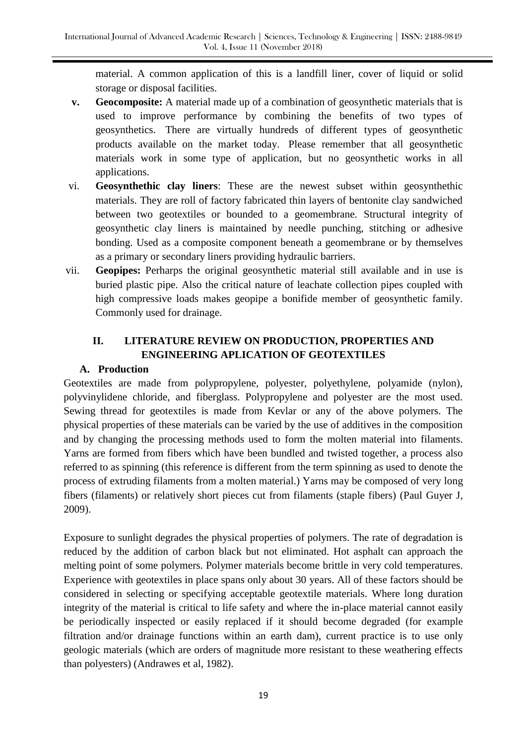material. A common application of this is a landfill liner, cover of liquid or solid storage or disposal facilities.

v. **Geocomposite:** A material made up of a combination of geosynthetic materials that is used to improve performance by combining the benefits of two types of geosynthetics. There are virtually hundreds of different types of geosynthetic products available on the market today. Please remember that all geosynthetic materials work in some type of application, but no geosynthetic works in all applications.

vi. **Geosynthethic clay liners**: These are the newest subset within geosynthethic materials. They are roll of factory fabricated thin layers of bentonite clay sandwiched between two geotextiles or bounded to a geomembrane. Structural integrity of geosynthetic clay liners is maintained by needle punching, stitching or adhesive bonding. Used as a composite component beneath a geomembrane or by themselves as a primary or secondary liners providing hydraulic barriers.

vii. **Geopipes:** Perharps the original geosynthetic material still available and in use is buried plastic pipe. Also the critical nature of leachate collection pipes coupled with high compressive loads makes geopipe a bonifide member of geosynthetic family. Commonly used for drainage.

## II. LITERATURE REVIEW ON PRODUCTION, PROPERTIES AND ENGINEERING APLICATION OF GEOTEXTILES

### A. Production

Geotextiles are made from polypropylene, polyester, polyethylene, polyamide (nylon), polyvinylidene chloride, and fiberglass. Polypropylene and polyester are the most used. Sewing thread for geotextiles is made from Kevlar or any of the above polymers. The physical properties of these materials can be varied by the use of additives in the composition and by changing the processing methods used to form the molten material into filaments. Yarns are formed from fibers which have been bundled and twisted together, a process also referred to as spinning (this reference is different from the term spinning as used to denote the process of extruding filaments from a molten material.) Yarns may be composed of very long fibers (filaments) or relatively short pieces cut from filaments (staple fibers) (Paul Guyer J, 2009).

Exposure to sunlight degrades the physical properties of polymers. The rate of degradation is reduced by the addition of carbon black but not eliminated. Hot asphalt can approach the melting point of some polymers. Polymer materials become brittle in very cold temperatures. Experience with geotextiles in place spans only about 30 years. All of these factors should be considered in selecting or specifying acceptable geotextile materials. Where long duration integrity of the material is critical to life safety and where the in-place material cannot easily be periodically inspected or easily replaced if it should become degraded (for example filtration and/or drainage functions within an earth dam), current practice is to use only geologic materials (which are orders of magnitude more resistant to these weathering effects than polyesters) (Andrawes et al, 1982).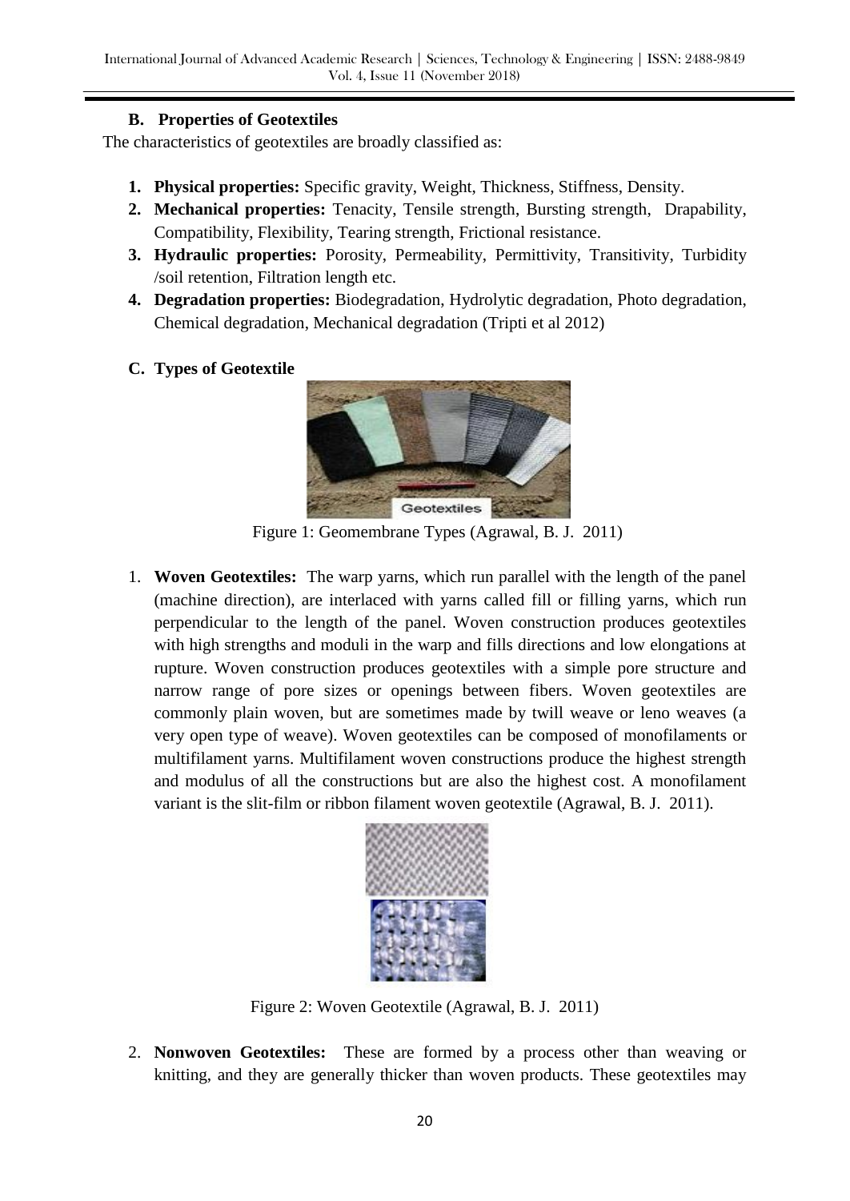### B. Properties of Geotextiles

The characteristics of geotextiles are broadly classified as:

1. **Physical properties:** Specific gravity, Weight, Thickness, Stiffness, Density.
2. **Mechanical properties:** Tenacity, Tensile strength, Bursting strength, Drapability, Compatibility, Flexibility, Tearing strength, Frictional resistance.
3. **Hydraulic properties:** Porosity, Permeability, Permittivity, Transitivity, Turbidity /soil retention, Filtration length etc.
4. **Degradation properties:** Biodegradation, Hydrolytic degradation, Photo degradation, Chemical degradation, Mechanical degradation (Tripti et al 2012)

### C. Types of Geotextile

Geotextiles

Figure 1: Geomembrane Types (Agrawal, B. J. 2011)

1. **Woven Geotextiles:** The warp yarns, which run parallel with the length of the panel (machine direction), are interlaced with yarns called fill or filling yarns, which run perpendicular to the length of the panel. Woven construction produces geotextiles with high strengths and moduli in the warp and fills directions and low elongations at rupture. Woven construction produces geotextiles with a simple pore structure and narrow range of pore sizes or openings between fibers. Woven geotextiles are commonly plain woven, but are sometimes made by twill weave or leno weaves (a very open type of weave). Woven geotextiles can be composed of monofilaments or multifilament yarns. Multifilament woven constructions produce the highest strength and modulus of all the constructions but are also the highest cost. A monofilament variant is the slit-film or ribbon filament woven geotextile (Agrawal, B. J. 2011).

Figure 2: Woven Geotextile (Agrawal, B. J. 2011)

2. **Nonwoven Geotextiles:** These are formed by a process other than weaving or knitting, and they are generally thicker than woven products. These geotextiles may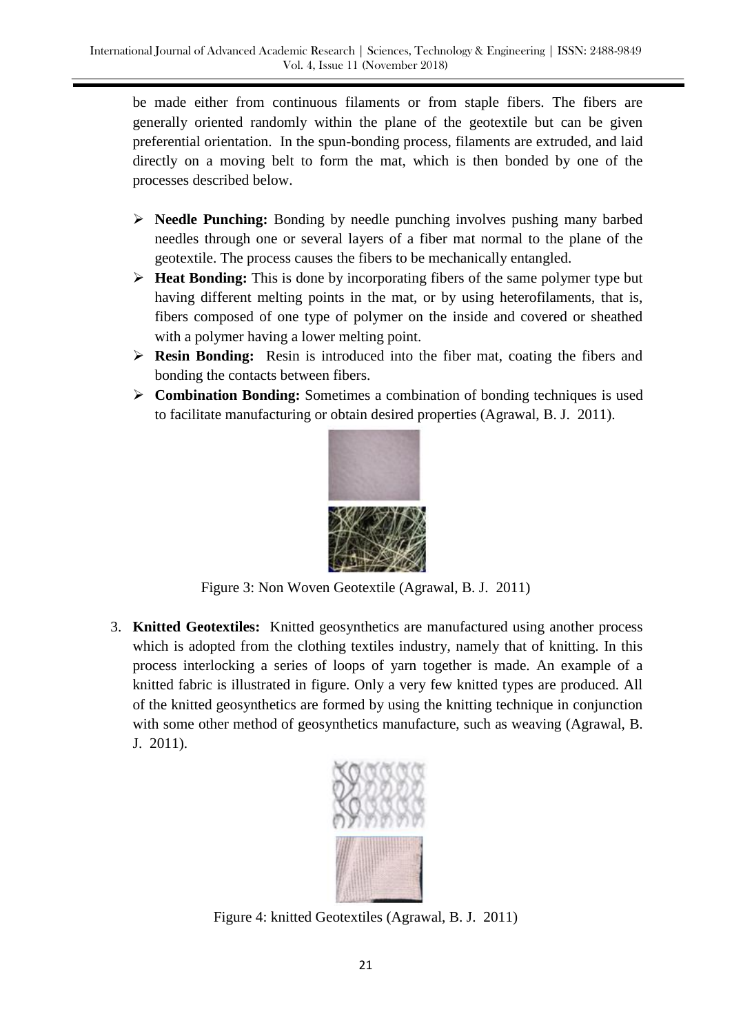be made either from continuous filaments or from staple fibers. The fibers are generally oriented randomly within the plane of the geotextile but can be given preferential orientation. In the spun-bonding process, filaments are extruded, and laid directly on a moving belt to form the mat, which is then bonded by one of the processes described below.

- **Needle Punching:** Bonding by needle punching involves pushing many barbed needles through one or several layers of a fiber mat normal to the plane of the geotextile. The process causes the fibers to be mechanically entangled.
- **Heat Bonding:** This is done by incorporating fibers of the same polymer type but having different melting points in the mat, or by using heterofilaments, that is, fibers composed of one type of polymer on the inside and covered or sheathed with a polymer having a lower melting point.
- **Resin Bonding:** Resin is introduced into the fiber mat, coating the fibers and bonding the contacts between fibers.
- **Combination Bonding:** Sometimes a combination of bonding techniques is used to facilitate manufacturing or obtain desired properties (Agrawal, B. J. 2011).

Figure 3: Non Woven Geotextile (Agrawal, B. J. 2011)

3. **Knitted Geotextiles:** Knitted geosynthetics are manufactured using another process which is adopted from the clothing textiles industry, namely that of knitting. In this process interlocking a series of loops of yarn together is made. An example of a knitted fabric is illustrated in figure. Only a very few knitted types are produced. All of the knitted geosynthetics are formed by using the knitting technique in conjunction with some other method of geosynthetics manufacture, such as weaving (Agrawal, B. J. 2011).

Figure 4: knitted Geotextiles (Agrawal, B. J. 2011)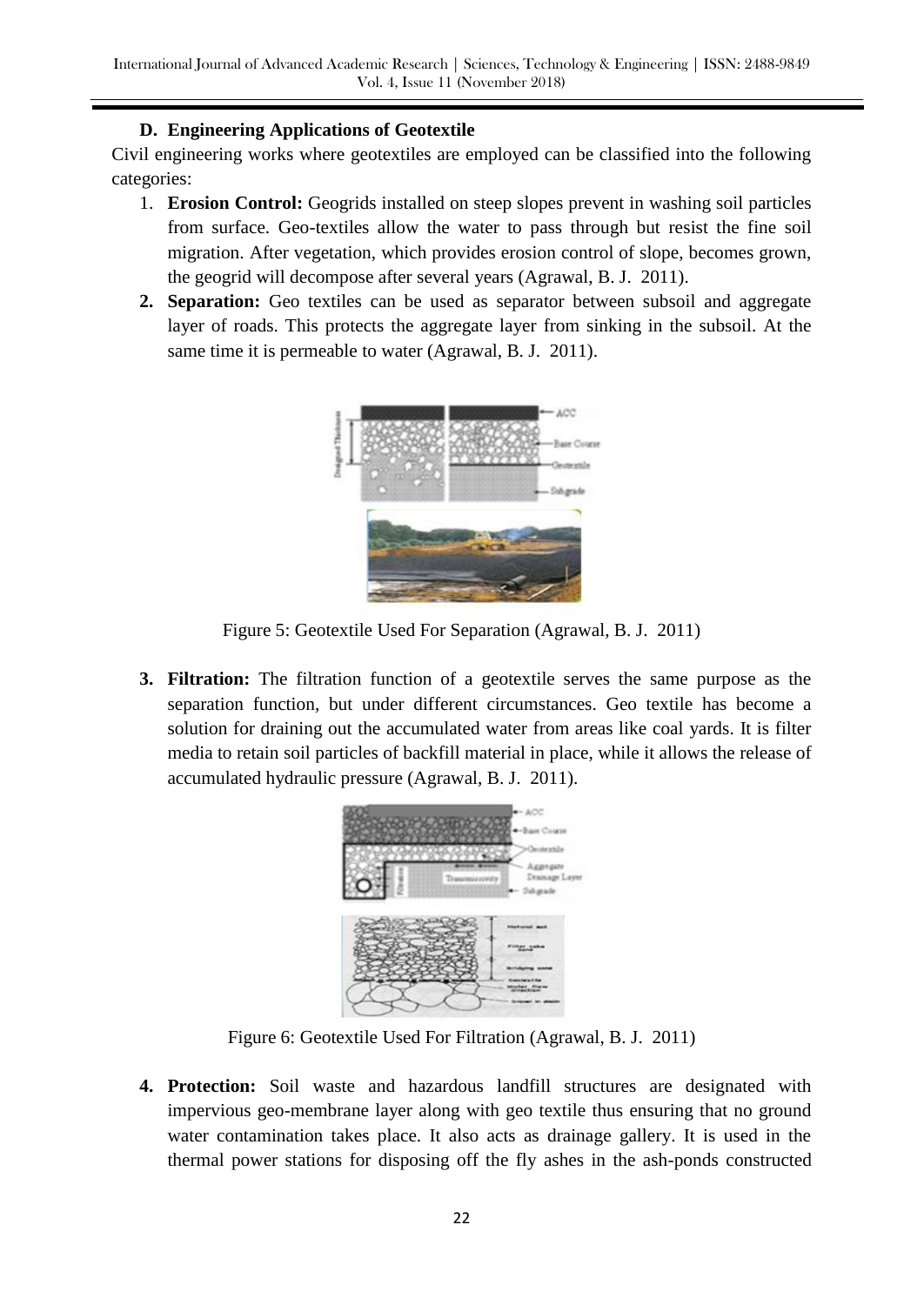### D. Engineering Applications of Geotextile

Civil engineering works where geotextiles are employed can be classified into the following categories:

1. **Erosion Control:** Geogrids installed on steep slopes prevent in washing soil particles from surface. Geo-textiles allow the water to pass through but resist the fine soil migration. After vegetation, which provides erosion control of slope, becomes grown, the geogrid will decompose after several years (Agrawal, B. J. 2011).
2. **Separation:** Geo textiles can be used as separator between subsoil and aggregate layer of roads. This protects the aggregate layer from sinking in the subsoil. At the same time it is permeable to water (Agrawal, B. J. 2011).

Figure 5: Geotextile Used For Separation (Agrawal, B. J. 2011)

3. **Filtration:** The filtration function of a geotextile serves the same purpose as the separation function, but under different circumstances. Geo textile has become a solution for draining out the accumulated water from areas like coal yards. It is filter media to retain soil particles of backfill material in place, while it allows the release of accumulated hydraulic pressure (Agrawal, B. J. 2011).

Figure 6: Geotextile Used For Filtration (Agrawal, B. J. 2011)

4. **Protection:** Soil waste and hazardous landfill structures are designated with impervious geo-membrane layer along with geo textile thus ensuring that no ground water contamination takes place. It also acts as drainage gallery. It is used in the thermal power stations for disposing off the fly ashes in the ash-ponds constructed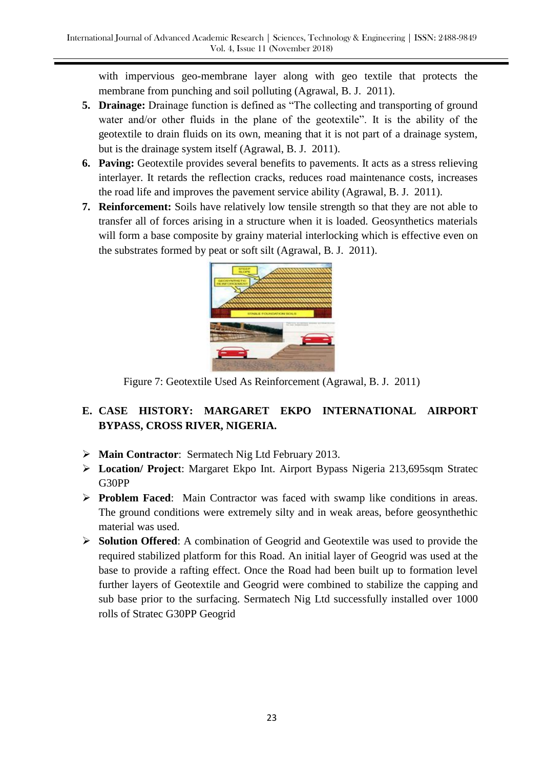with impervious geo-membrane layer along with geo textile that protects the membrane from punching and soil polluting (Agrawal, B. J. 2011).

5. **Drainage:** Drainage function is defined as "The collecting and transporting of ground water and/or other fluids in the plane of the geotextile". It is the ability of the geotextile to drain fluids on its own, meaning that it is not part of a drainage system, but is the drainage system itself (Agrawal, B. J. 2011).
6. **Paving:** Geotextile provides several benefits to pavements. It acts as a stress relieving interlayer. It retards the reflection cracks, reduces road maintenance costs, increases the road life and improves the pavement service ability (Agrawal, B. J. 2011).
7. **Reinforcement:** Soils have relatively low tensile strength so that they are not able to transfer all of forces arising in a structure when it is loaded. Geosynthetics materials will form a base composite by grainy material interlocking which is effective even on the substrates formed by peat or soft silt (Agrawal, B. J. 2011).

Figure 7: Geotextile Used As Reinforcement (Agrawal, B. J. 2011)

## E. CASE HISTORY: MARGARET EKPO INTERNATIONAL AIRPORT BYPASS, CROSS RIVER, NIGERIA.

- **Main Contractor**: Sermatech Nig Ltd February 2013.
- **Location/ Project**: Margaret Ekpo Int. Airport Bypass Nigeria 213,695sqm Stratec G30PP
- **Problem Faced**: Main Contractor was faced with swamp like conditions in areas. The ground conditions were extremely silty and in weak areas, before geosynthethic material was used.
- **Solution Offered**: A combination of Geogrid and Geotextile was used to provide the required stabilized platform for this Road. An initial layer of Geogrid was used at the base to provide a rafting effect. Once the Road had been built up to formation level further layers of Geotextile and Geogrid were combined to stabilize the capping and sub base prior to the surfacing. Sermatech Nig Ltd successfully installed over 1000 rolls of Stratec G30PP Geogrid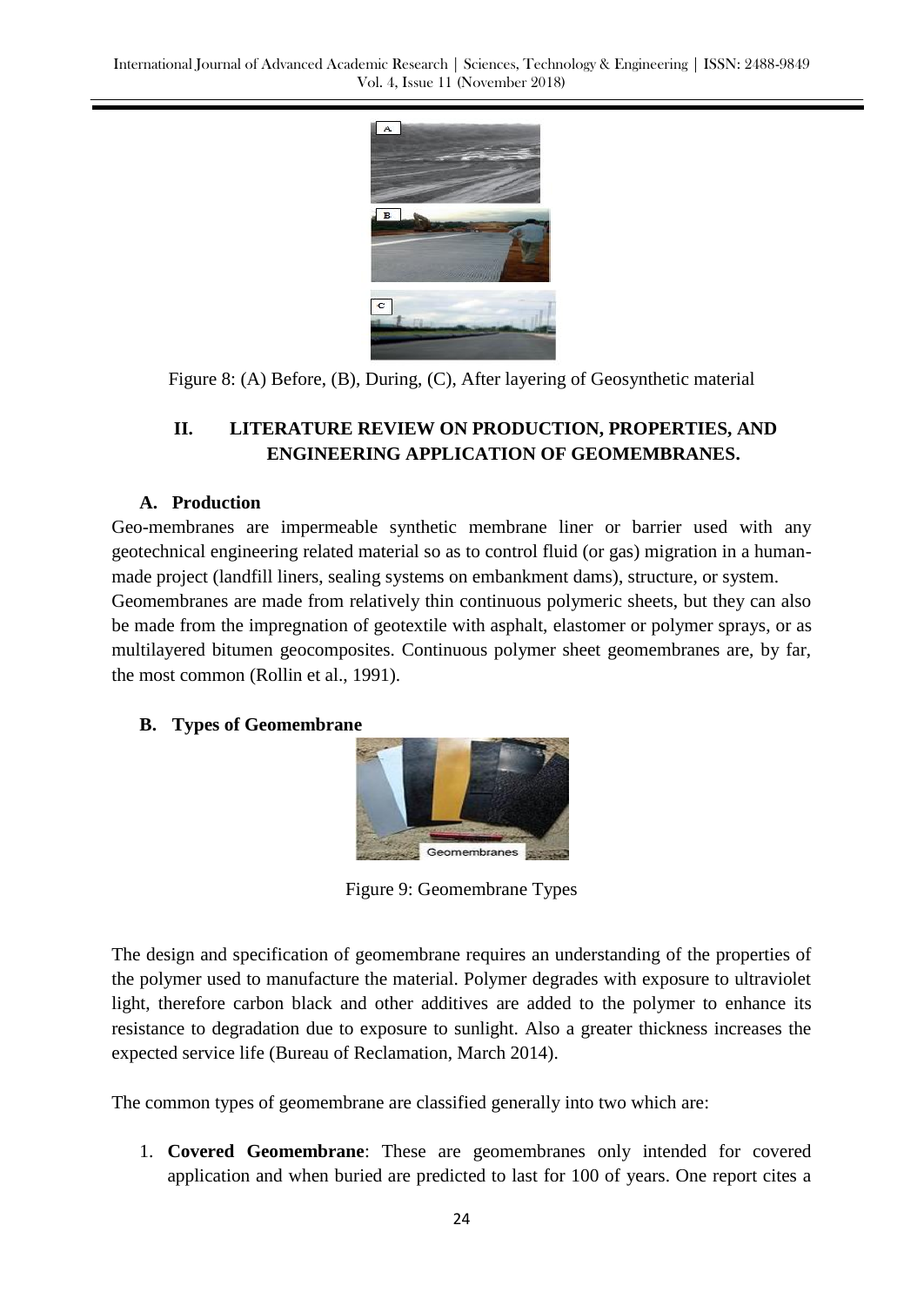Figure 8: (A) Before, (B), During, (C), After layering of Geosynthetic material

## II. LITERATURE REVIEW ON PRODUCTION, PROPERTIES, AND ENGINEERING APPLICATION OF GEOMEMBRANES.

### A. Production

Geo-membranes are impermeable synthetic membrane liner or barrier used with any geotechnical engineering related material so as to control fluid (or gas) migration in a human-made project (landfill liners, sealing systems on embankment dams), structure, or system. Geomembranes are made from relatively thin continuous polymeric sheets, but they can also be made from the impregnation of geotextile with asphalt, elastomer or polymer sprays, or as multilayered bitumen geocomposites. Continuous polymer sheet geomembranes are, by far, the most common (Rollin et al., 1991).

### B. Types of Geomembrane

Figure 9: Geomembrane Types

The design and specification of geomembrane requires an understanding of the properties of the polymer used to manufacture the material. Polymer degrades with exposure to ultraviolet light, therefore carbon black and other additives are added to the polymer to enhance its resistance to degradation due to exposure to sunlight. Also a greater thickness increases the expected service life (Bureau of Reclamation, March 2014).

The common types of geomembrane are classified generally into two which are:

1. **Covered Geomembrane**: These are geomembranes only intended for covered application and when buried are predicted to last for 100 of years. One report cites a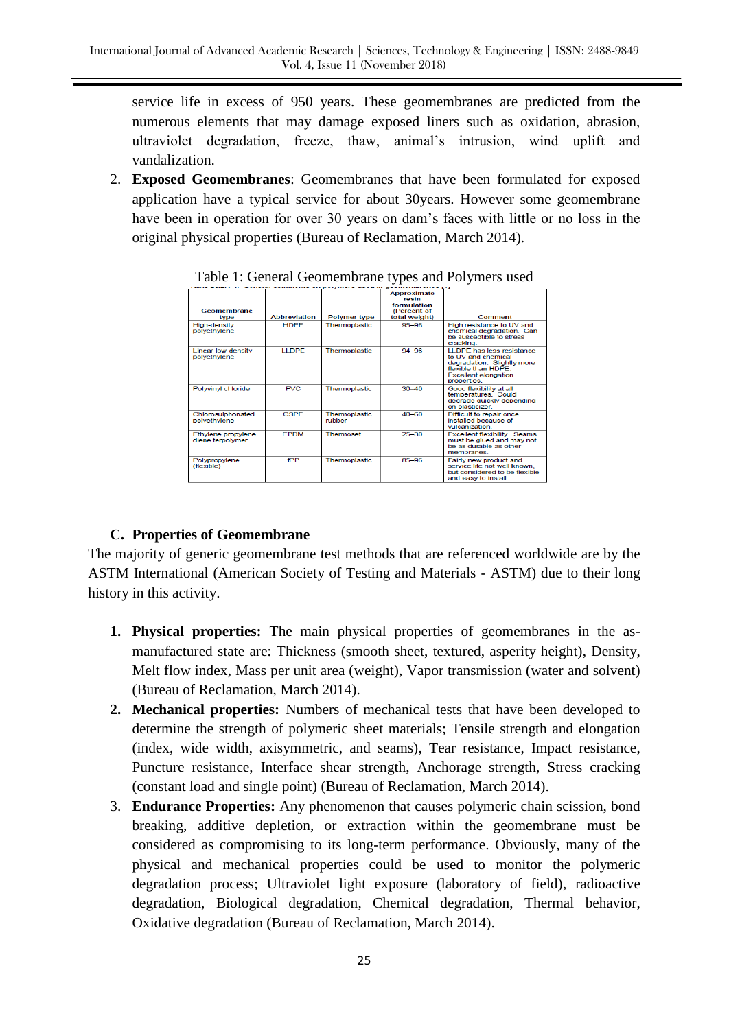service life in excess of 950 years. These geomembranes are predicted from the numerous elements that may damage exposed liners such as oxidation, abrasion, ultraviolet degradation, freeze, thaw, animal's intrusion, wind uplift and vandalization.

2. **Exposed Geomembranes**: Geomembranes that have been formulated for exposed application have a typical service for about 30years. However some geomembrane have been in operation for over 30 years on dam's faces with little or no loss in the original physical properties (Bureau of Reclamation, March 2014).

Table 1: General Geomembrane types and Polymers used

| Geomembrane type | Abbreviation | Polymer type | Approximate resin formulation (Percent of total weight) | Comment |
|---|---|---|---|---|
| High-density polyethylene | HDPE | Thermoplastic | 95–98 | High resistance to UV and chemical degradation. Can be susceptible to stress cracking. |
| Linear low-density polyethylene | LLDPE | Thermoplastic | 94–96 | LLDPE has less resistance to UV and chemical degradation. Slightly more flexible than HDPE Excellent elongation properties. |
| Polyvinyl chloride | PVC | Thermoplastic | 30–40 | Good flexibility at all temperatures. Could degrade quickly depending on plasticizer. |
| Chlorosulphonated polyethylene | CSPE | Thermoplastic rubber | 40–60 | Difficult to repair once installed because of vulcanization. |
| Ethylene propylene diene terpolymer | EPDM | Thermoset | 25–30 | Excellent flexibility. Seams must be glued and may not be as durable as other membranes. |
| Polypropylene (flexible) | fPP | Thermoplastic | 85–96 | Fairly new product and service life not well known, but considered to be flexible and easy to install. |

### C. Properties of Geomembrane

The majority of generic geomembrane test methods that are referenced worldwide are by the ASTM International (American Society of Testing and Materials - ASTM) due to their long history in this activity.

1. **Physical properties:** The main physical properties of geomembranes in the as-manufactured state are: Thickness (smooth sheet, textured, asperity height), Density, Melt flow index, Mass per unit area (weight), Vapor transmission (water and solvent) (Bureau of Reclamation, March 2014).
2. **Mechanical properties:** Numbers of mechanical tests that have been developed to determine the strength of polymeric sheet materials; Tensile strength and elongation (index, wide width, axisymmetric, and seams), Tear resistance, Impact resistance, Puncture resistance, Interface shear strength, Anchorage strength, Stress cracking (constant load and single point) (Bureau of Reclamation, March 2014).
3. **Endurance Properties:** Any phenomenon that causes polymeric chain scission, bond breaking, additive depletion, or extraction within the geomembrane must be considered as compromising to its long-term performance. Obviously, many of the physical and mechanical properties could be used to monitor the polymeric degradation process; Ultraviolet light exposure (laboratory of field), radioactive degradation, Biological degradation, Chemical degradation, Thermal behavior, Oxidative degradation (Bureau of Reclamation, March 2014).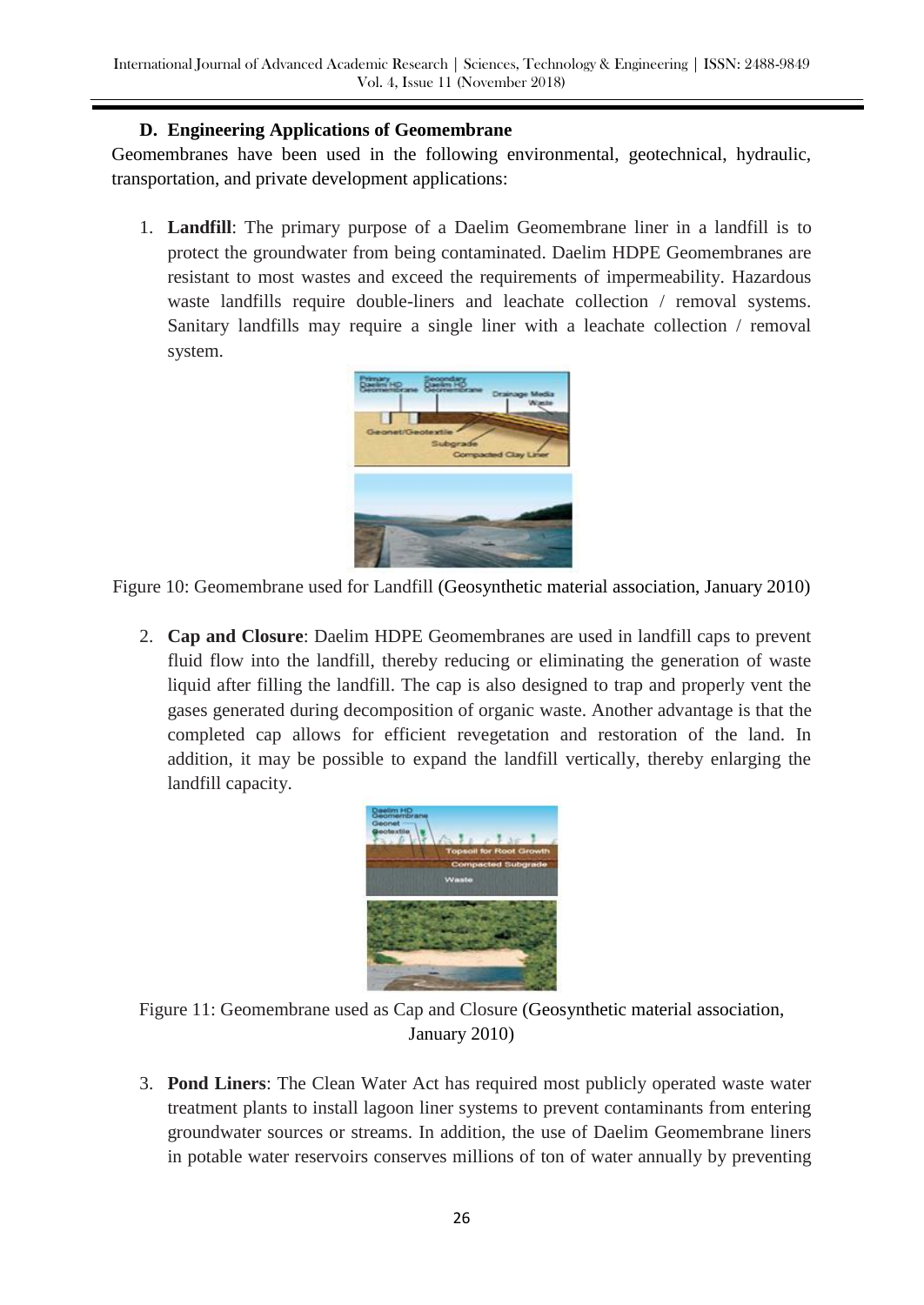### D. Engineering Applications of Geomembrane

Geomembranes have been used in the following environmental, geotechnical, hydraulic, transportation, and private development applications:

1. **Landfill**: The primary purpose of a Daelim Geomembrane liner in a landfill is to protect the groundwater from being contaminated. Daelim HDPE Geomembranes are resistant to most wastes and exceed the requirements of impermeability. Hazardous waste landfills require double-liners and leachate collection / removal systems. Sanitary landfills may require a single liner with a leachate collection / removal system.

Figure 10: Geomembrane used for Landfill (Geosynthetic material association, January 2010)

2. **Cap and Closure**: Daelim HDPE Geomembranes are used in landfill caps to prevent fluid flow into the landfill, thereby reducing or eliminating the generation of waste liquid after filling the landfill. The cap is also designed to trap and properly vent the gases generated during decomposition of organic waste. Another advantage is that the completed cap allows for efficient revegetation and restoration of the land. In addition, it may be possible to expand the landfill vertically, thereby enlarging the landfill capacity.

Figure 11: Geomembrane used as Cap and Closure (Geosynthetic material association, January 2010)

3. **Pond Liners**: The Clean Water Act has required most publicly operated waste water treatment plants to install lagoon liner systems to prevent contaminants from entering groundwater sources or streams. In addition, the use of Daelim Geomembrane liners in potable water reservoirs conserves millions of ton of water annually by preventing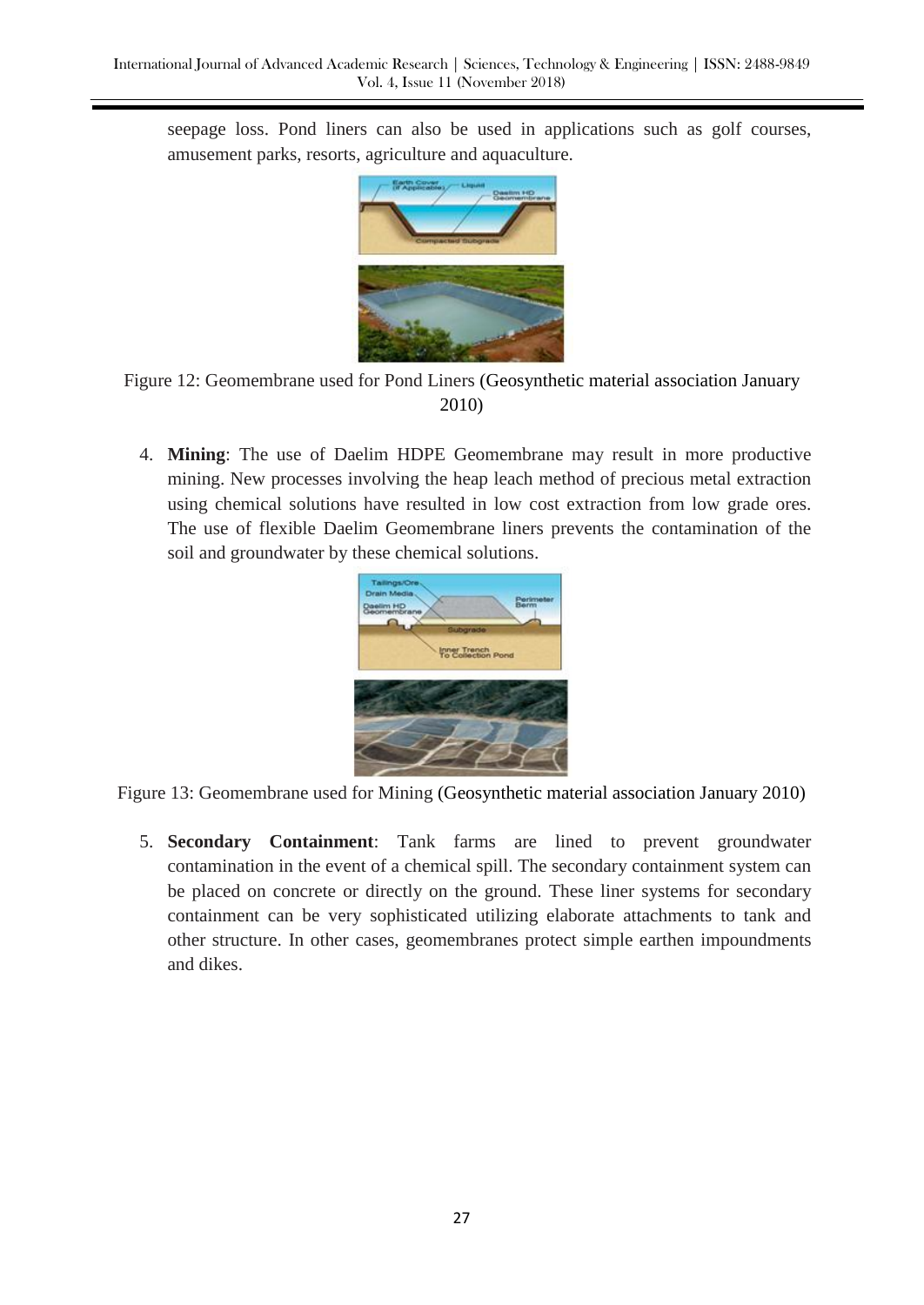seepage loss. Pond liners can also be used in applications such as golf courses, amusement parks, resorts, agriculture and aquaculture.

Figure 12: Geomembrane used for Pond Liners (Geosynthetic material association January 2010)

4. **Mining**: The use of Daelim HDPE Geomembrane may result in more productive mining. New processes involving the heap leach method of precious metal extraction using chemical solutions have resulted in low cost extraction from low grade ores. The use of flexible Daelim Geomembrane liners prevents the contamination of the soil and groundwater by these chemical solutions.

Figure 13: Geomembrane used for Mining (Geosynthetic material association January 2010)

5. **Secondary Containment**: Tank farms are lined to prevent groundwater contamination in the event of a chemical spill. The secondary containment system can be placed on concrete or directly on the ground. These liner systems for secondary containment can be very sophisticated utilizing elaborate attachments to tank and other structure. In other cases, geomembranes protect simple earthen impoundments and dikes.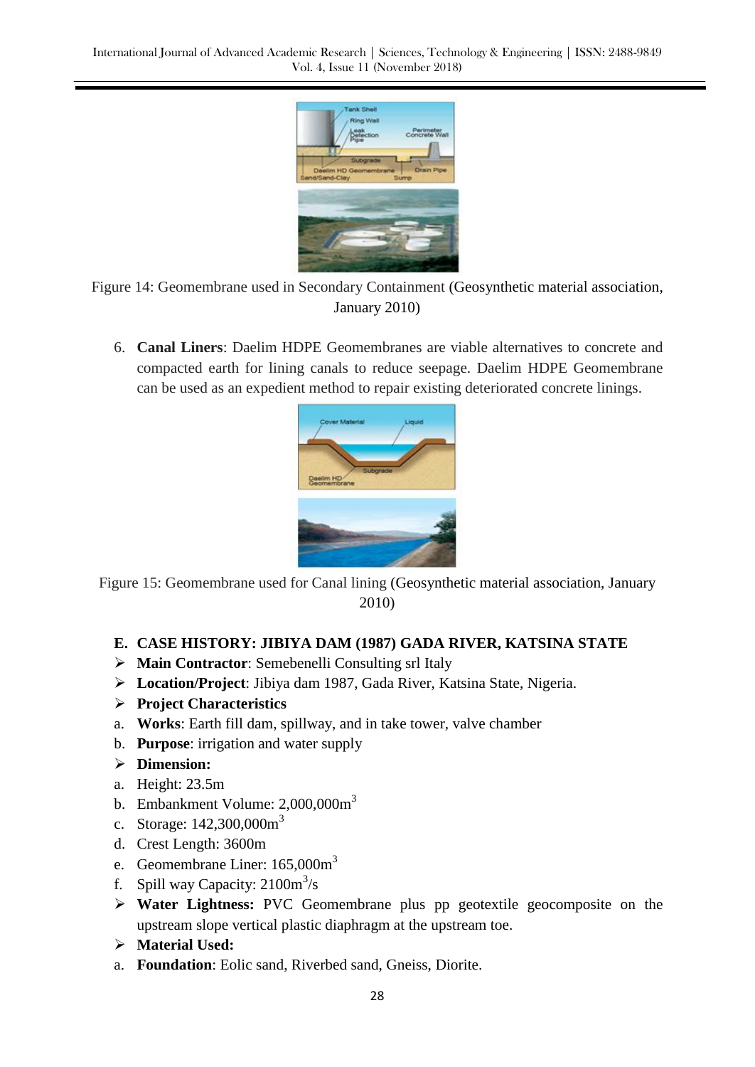Figure 14: Geomembrane used in Secondary Containment (Geosynthetic material association, January 2010)

6. **Canal Liners**: Daelim HDPE Geomembranes are viable alternatives to concrete and compacted earth for lining canals to reduce seepage. Daelim HDPE Geomembrane can be used as an expedient method to repair existing deteriorated concrete linings.

Figure 15: Geomembrane used for Canal lining (Geosynthetic material association, January 2010)

### E. CASE HISTORY: JIBIYA DAM (1987) GADA RIVER, KATSINA STATE

- **Main Contractor**: Semebenelli Consulting srl Italy
- **Location/Project**: Jibiya dam 1987, Gada River, Katsina State, Nigeria.
- **Project Characteristics**

a. **Works**: Earth fill dam, spillway, and in take tower, valve chamber
b. **Purpose**: irrigation and water supply

- **Dimension:**

a. Height: 23.5m
b. Embankment Volume: 2,000,000m$^3$
c. Storage: 142,300,000m$^3$
d. Crest Length: 3600m
e. Geomembrane Liner: 165,000m$^3$
f. Spill way Capacity: 2100m$^3$/s

- **Water Lightness:** PVC Geomembrane plus pp geotextile geocomposite on the upstream slope vertical plastic diaphragm at the upstream toe.
- **Material Used:**

a. **Foundation**: Eolic sand, Riverbed sand, Gneiss, Diorite.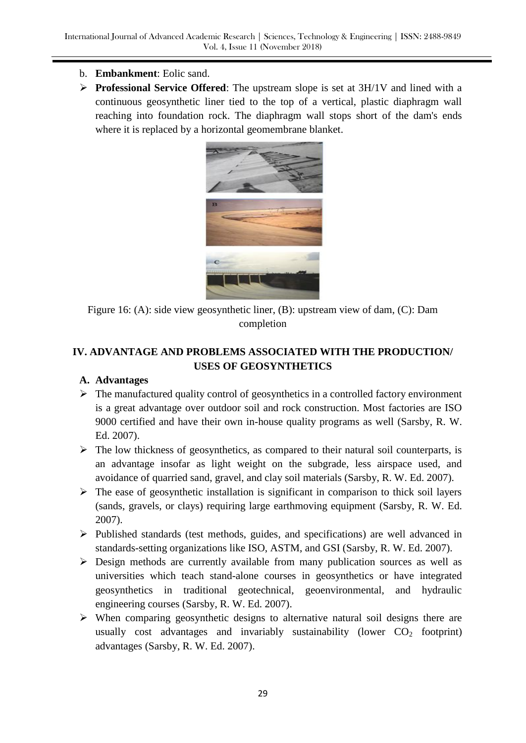b. **Embankment**: Eolic sand.

- **Professional Service Offered**: The upstream slope is set at 3H/1V and lined with a continuous geosynthetic liner tied to the top of a vertical, plastic diaphragm wall reaching into foundation rock. The diaphragm wall stops short of the dam's ends where it is replaced by a horizontal geomembrane blanket.

Figure 16: (A): side view geosynthetic liner, (B): upstream view of dam, (C): Dam completion

## IV. ADVANTAGE AND PROBLEMS ASSOCIATED WITH THE PRODUCTION/ USES OF GEOSYNTHETICS

### A. Advantages

- The manufactured quality control of geosynthetics in a controlled factory environment is a great advantage over outdoor soil and rock construction. Most factories are ISO 9000 certified and have their own in-house quality programs as well (Sarsby, R. W. Ed. 2007).
- The low thickness of geosynthetics, as compared to their natural soil counterparts, is an advantage insofar as light weight on the subgrade, less airspace used, and avoidance of quarried sand, gravel, and clay soil materials (Sarsby, R. W. Ed. 2007).
- The ease of geosynthetic installation is significant in comparison to thick soil layers (sands, gravels, or clays) requiring large earthmoving equipment (Sarsby, R. W. Ed. 2007).
- Published standards (test methods, guides, and specifications) are well advanced in standards-setting organizations like ISO, ASTM, and GSI (Sarsby, R. W. Ed. 2007).
- Design methods are currently available from many publication sources as well as universities which teach stand-alone courses in geosynthetics or have integrated geosynthetics in traditional geotechnical, geoenvironmental, and hydraulic engineering courses (Sarsby, R. W. Ed. 2007).
- When comparing geosynthetic designs to alternative natural soil designs there are usually cost advantages and invariably sustainability (lower $CO_2$ footprint) advantages (Sarsby, R. W. Ed. 2007).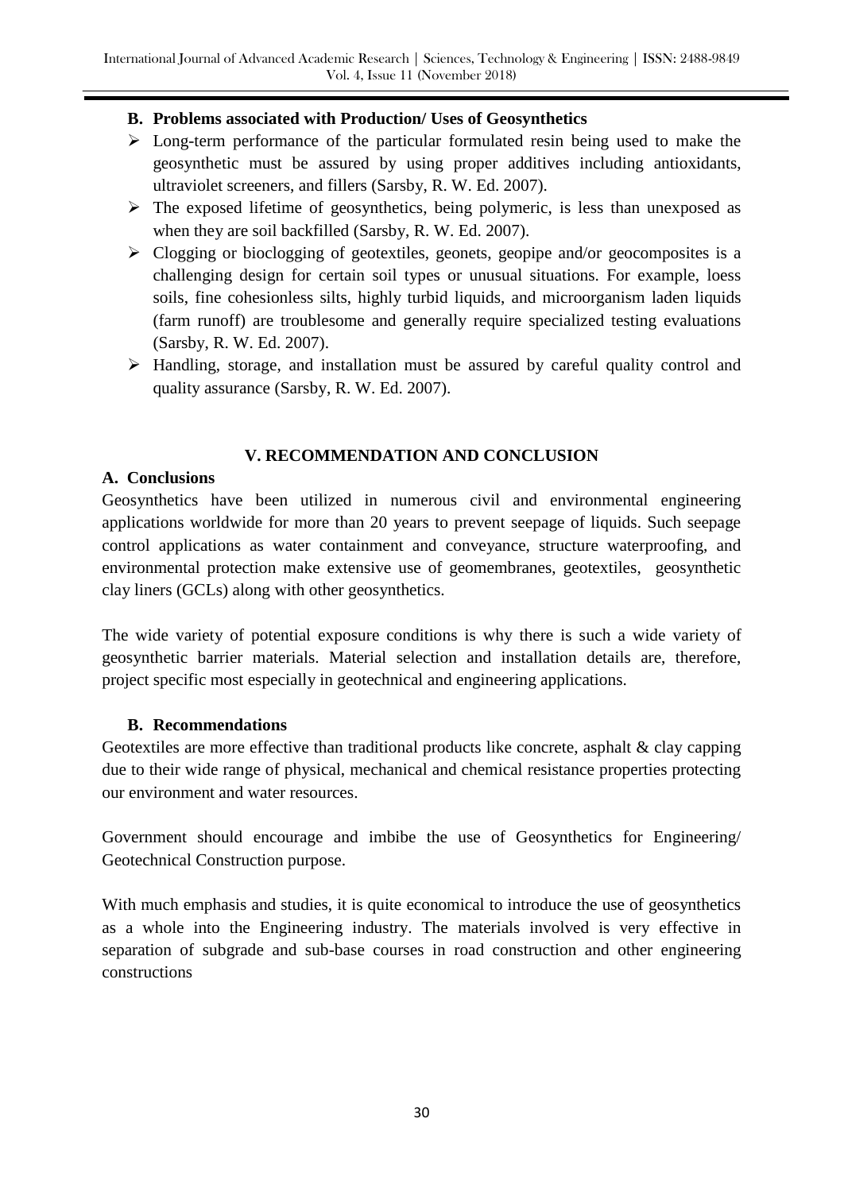### B. Problems associated with Production/ Uses of Geosynthetics

- Long-term performance of the particular formulated resin being used to make the geosynthetic must be assured by using proper additives including antioxidants, ultraviolet screeners, and fillers (Sarsby, R. W. Ed. 2007).
- The exposed lifetime of geosynthetics, being polymeric, is less than unexposed as when they are soil backfilled (Sarsby, R. W. Ed. 2007).
- Clogging or bioclogging of geotextiles, geonets, geopipe and/or geocomposites is a challenging design for certain soil types or unusual situations. For example, loess soils, fine cohesionless silts, highly turbid liquids, and microorganism laden liquids (farm runoff) are troublesome and generally require specialized testing evaluations (Sarsby, R. W. Ed. 2007).
- Handling, storage, and installation must be assured by careful quality control and quality assurance (Sarsby, R. W. Ed. 2007).

## V. RECOMMENDATION AND CONCLUSION

### A. Conclusions

Geosynthetics have been utilized in numerous civil and environmental engineering applications worldwide for more than 20 years to prevent seepage of liquids. Such seepage control applications as water containment and conveyance, structure waterproofing, and environmental protection make extensive use of geomembranes, geotextiles, geosynthetic clay liners (GCLs) along with other geosynthetics.

The wide variety of potential exposure conditions is why there is such a wide variety of geosynthetic barrier materials. Material selection and installation details are, therefore, project specific most especially in geotechnical and engineering applications.

### B. Recommendations

Geotextiles are more effective than traditional products like concrete, asphalt & clay capping due to their wide range of physical, mechanical and chemical resistance properties protecting our environment and water resources.

Government should encourage and imbibe the use of Geosynthetics for Engineering/ Geotechnical Construction purpose.

With much emphasis and studies, it is quite economical to introduce the use of geosynthetics as a whole into the Engineering industry. The materials involved is very effective in separation of subgrade and sub-base courses in road construction and other engineering constructions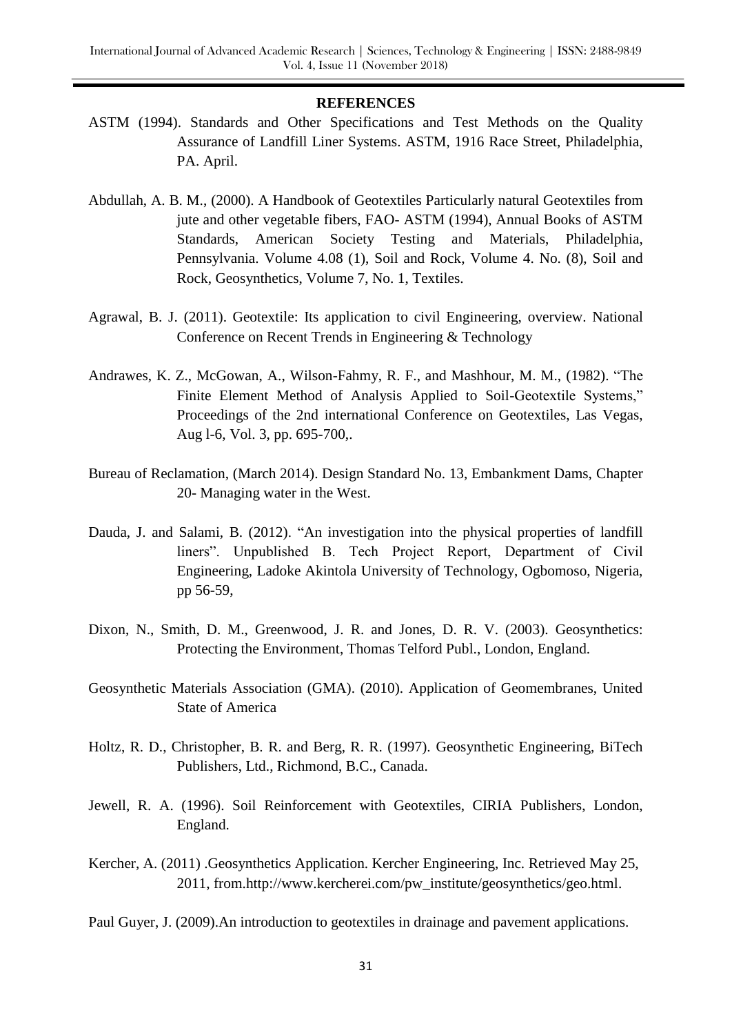## REFERENCES

ASTM (1994). Standards and Other Specifications and Test Methods on the Quality Assurance of Landfill Liner Systems. ASTM, 1916 Race Street, Philadelphia, PA. April.

Abdullah, A. B. M., (2000). A Handbook of Geotextiles Particularly natural Geotextiles from jute and other vegetable fibers, FAO- ASTM (1994), Annual Books of ASTM Standards, American Society Testing and Materials, Philadelphia, Pennsylvania. Volume 4.08 (1), Soil and Rock, Volume 4. No. (8), Soil and Rock, Geosynthetics, Volume 7, No. 1, Textiles.

Agrawal, B. J. (2011). Geotextile: Its application to civil Engineering, overview. National Conference on Recent Trends in Engineering & Technology

Andrawes, K. Z., McGowan, A., Wilson-Fahmy, R. F., and Mashhour, M. M., (1982). "The Finite Element Method of Analysis Applied to Soil-Geotextile Systems," Proceedings of the 2nd international Conference on Geotextiles, Las Vegas, Aug l-6, Vol. 3, pp. 695-700,.

Bureau of Reclamation, (March 2014). Design Standard No. 13, Embankment Dams, Chapter 20- Managing water in the West.

Dauda, J. and Salami, B. (2012). "An investigation into the physical properties of landfill liners". Unpublished B. Tech Project Report, Department of Civil Engineering, Ladoke Akintola University of Technology, Ogbomoso, Nigeria, pp 56-59,

Dixon, N., Smith, D. M., Greenwood, J. R. and Jones, D. R. V. (2003). Geosynthetics: Protecting the Environment, Thomas Telford Publ., London, England.

Geosynthetic Materials Association (GMA). (2010). Application of Geomembranes, United State of America

Holtz, R. D., Christopher, B. R. and Berg, R. R. (1997). Geosynthetic Engineering, BiTech Publishers, Ltd., Richmond, B.C., Canada.

Jewell, R. A. (1996). Soil Reinforcement with Geotextiles, CIRIA Publishers, London, England.

Kercher, A. (2011) .Geosynthetics Application. Kercher Engineering, Inc. Retrieved May 25, 2011, from.http://www.kercherei.com/pw_institute/geosynthetics/geo.html.

Paul Guyer, J. (2009).An introduction to geotextiles in drainage and pavement applications.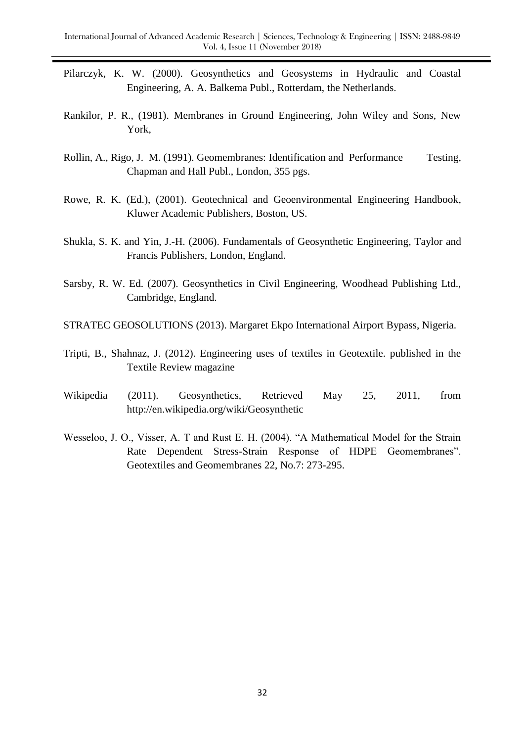Pilarczyk, K. W. (2000). Geosynthetics and Geosystems in Hydraulic and Coastal Engineering, A. A. Balkema Publ., Rotterdam, the Netherlands.

Rankilor, P. R., (1981). Membranes in Ground Engineering, John Wiley and Sons, New York,

Rollin, A., Rigo, J. M. (1991). Geomembranes: Identification and Performance Testing, Chapman and Hall Publ., London, 355 pgs.

Rowe, R. K. (Ed.), (2001). Geotechnical and Geoenvironmental Engineering Handbook, Kluwer Academic Publishers, Boston, US.

Shukla, S. K. and Yin, J.-H. (2006). Fundamentals of Geosynthetic Engineering, Taylor and Francis Publishers, London, England.

Sarsby, R. W. Ed. (2007). Geosynthetics in Civil Engineering, Woodhead Publishing Ltd., Cambridge, England.

STRATEC GEOSOLUTIONS (2013). Margaret Ekpo International Airport Bypass, Nigeria.

Tripti, B., Shahnaz, J. (2012). Engineering uses of textiles in Geotextile. published in the Textile Review magazine

Wikipedia (2011). Geosynthetics, Retrieved May 25, 2011, from http://en.wikipedia.org/wiki/Geosynthetic

Wesseloo, J. O., Visser, A. T and Rust E. H. (2004). "A Mathematical Model for the Strain Rate Dependent Stress-Strain Response of HDPE Geomembranes". Geotextiles and Geomembranes 22, No.7: 273-295.